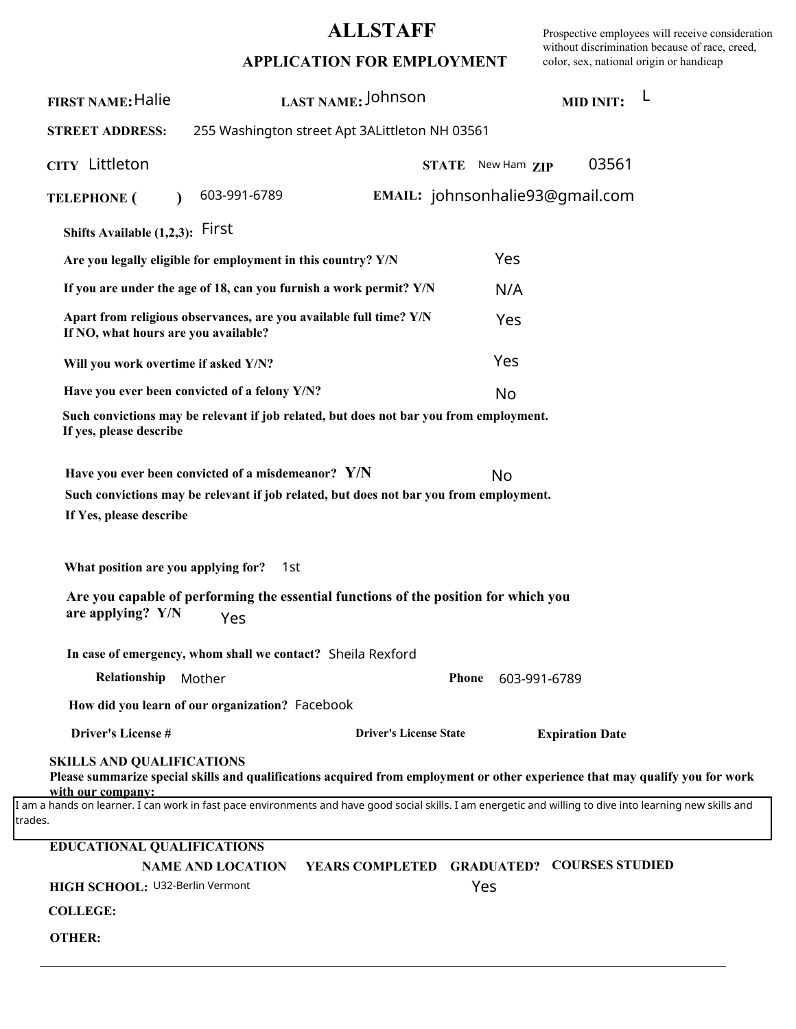# ALLSTAFF

## APPLICATION FOR EMPLOYMENT

Prospective employees will receive consideration without discrimination because of race, creed, color, sex, national origin or handicap

**FIRST NAME:** Halie **LAST NAME:** Johnson **MID INIT:** L

**STREET ADDRESS:** 255 Washington street Apt 3ALittleton NH 03561

**CITY** Littleton **STATE** New Ham **ZIP** 03561

**TELEPHONE ( )** 603-991-6789 **EMAIL:** johnsonhalie93@gmail.com

**Shifts Available (1,2,3):** First

**Are you legally eligible for employment in this country? Y/N** Yes

**If you are under the age of 18, can you furnish a work permit? Y/N** N/A

**Apart from religious observances, are you available full time? Y/N** Yes
**If NO, what hours are you available?**

**Will you work overtime if asked Y/N?** Yes

**Have you ever been convicted of a felony Y/N?** No

**Such convictions may be relevant if job related, but does not bar you from employment.**
**If yes, please describe**

**Have you ever been convicted of a misdemeanor? Y/N** No

**Such convictions may be relevant if job related, but does not bar you from employment.**
**If Yes, please describe**

**What position are you applying for?** 1st

**Are you capable of performing the essential functions of the position for which you are applying? Y/N** Yes

**In case of emergency, whom shall we contact?** Sheila Rexford

**Relationship** Mother **Phone** 603-991-6789

**How did you learn of our organization?** Facebook

**Driver's License #** **Driver's License State** **Expiration Date**

**SKILLS AND QUALIFICATIONS**

**Please summarize special skills and qualifications acquired from employment or other experience that may qualify you for work with our company:**

I am a hands on learner. I can work in fast pace environments and have good social skills. I am energetic and willing to dive into learning new skills and trades.

**EDUCATIONAL QUALIFICATIONS**

| | NAME AND LOCATION | YEARS COMPLETED | GRADUATED? | COURSES STUDIED |
|---|---|---|---|---|
| **HIGH SCHOOL:** | U32-Berlin Vermont | | Yes | |
| **COLLEGE:** | | | | |
| **OTHER:** | | | | |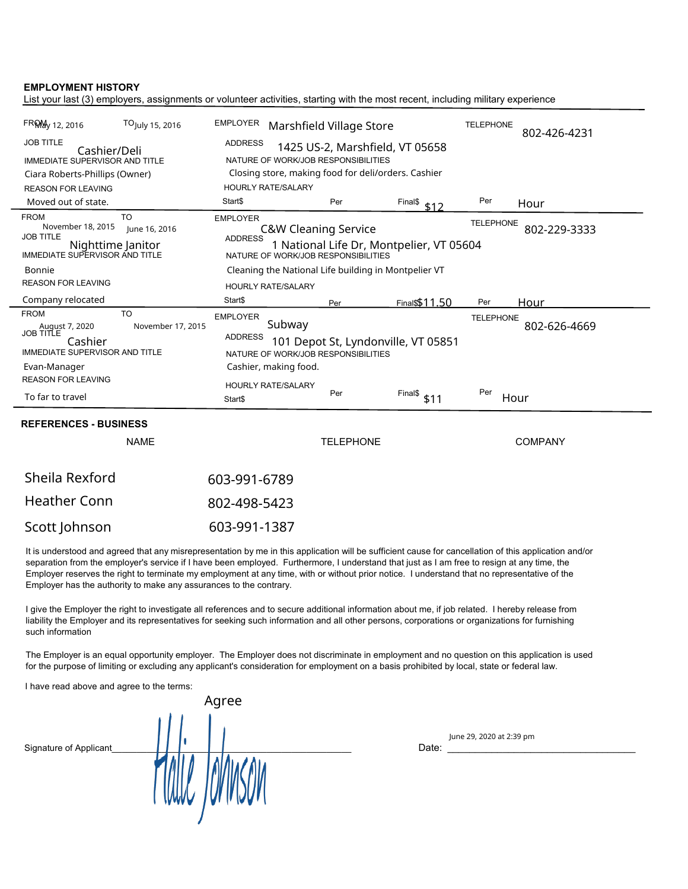## EMPLOYMENT HISTORY

List your last (3) employers, assignments or volunteer activities, starting with the most recent, including military experience

FROM May 12, 2016 TO July 15, 2016
EMPLOYER: Marshfield Village Store
TELEPHONE: 802-426-4231
JOB TITLE: Cashier/Deli
ADDRESS: 1425 US-2, Marshfield, VT 05658
IMMEDIATE SUPERVISOR AND TITLE: Ciara Roberts-Phillips (Owner)
NATURE OF WORK/JOB RESPONSIBILITIES: Closing store, making food for deli/orders. Cashier
REASON FOR LEAVING: Moved out of state.
HOURLY RATE/SALARY: Start$ Per Final$ $12 Per Hour

FROM November 18, 2015 TO June 16, 2016
EMPLOYER: C&W Cleaning Service
TELEPHONE: 802-229-3333
JOB TITLE: Nighttime Janitor
ADDRESS: 1 National Life Dr, Montpelier, VT 05604
IMMEDIATE SUPERVISOR AND TITLE: Bonnie
NATURE OF WORK/JOB RESPONSIBILITIES: Cleaning the National Life building in Montpelier VT
REASON FOR LEAVING: Company relocated
HOURLY RATE/SALARY: Start$ Per Final$ $11.50 Per Hour

FROM August 7, 2020 TO November 17, 2015
EMPLOYER: Subway
TELEPHONE: 802-626-4669
JOB TITLE: Cashier
ADDRESS: 101 Depot St, Lyndonville, VT 05851
IMMEDIATE SUPERVISOR AND TITLE: Evan-Manager
NATURE OF WORK/JOB RESPONSIBILITIES: Cashier, making food.
REASON FOR LEAVING: To far to travel
HOURLY RATE/SALARY: Start$ Per Final$ $11 Per Hour

## REFERENCES - BUSINESS

| NAME | TELEPHONE | COMPANY |
|---|---|---|
| Sheila Rexford | 603-991-6789 | |
| Heather Conn | 802-498-5423 | |
| Scott Johnson | 603-991-1387 | |

It is understood and agreed that any misrepresentation by me in this application will be sufficient cause for cancellation of this application and/or separation from the employer's service if I have been employed. Furthermore, I understand that just as I am free to resign at any time, the Employer reserves the right to terminate my employment at any time, with or without prior notice. I understand that no representative of the Employer has the authority to make any assurances to the contrary.

I give the Employer the right to investigate all references and to secure additional information about me, if job related. I hereby release from liability the Employer and its representatives for seeking such information and all other persons, corporations or organizations for furnishing such information

The Employer is an equal opportunity employer. The Employer does not discriminate in employment and no question on this application is used for the purpose of limiting or excluding any applicant's consideration for employment on a basis prohibited by local, state or federal law.

I have read above and agree to the terms: Agree

Signature of Applicant: Halie Johnson

Date: June 29, 2020 at 2:39 pm